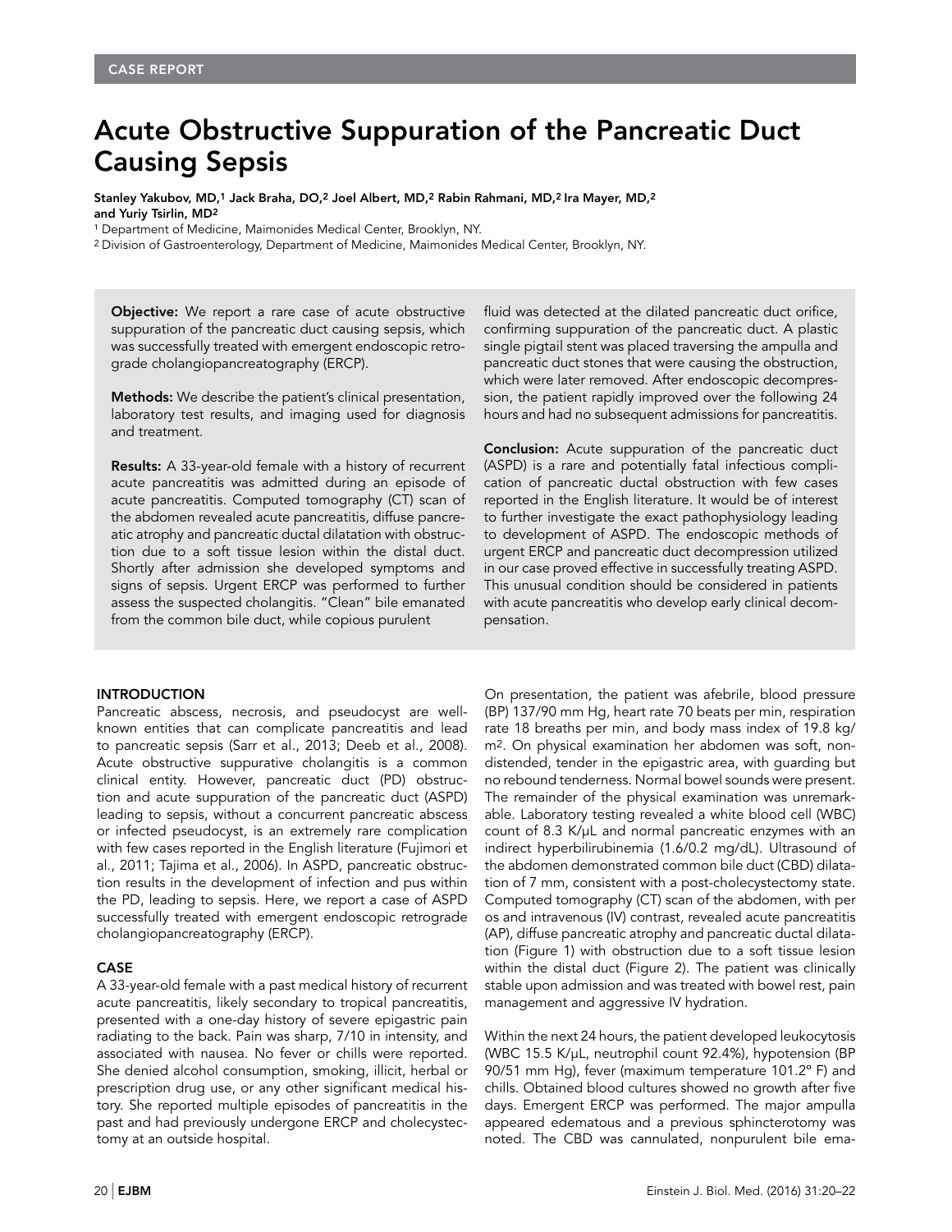CASE REPORT

# Acute Obstructive Suppuration of the Pancreatic Duct Causing Sepsis

**Stanley Yakubov, MD,[1] Jack Braha, DO,[2] Joel Albert, MD,[2] Rabin Rahmani, MD,[2] Ira Mayer, MD,[2] and Yuriy Tsirlin, MD[2]**

[1] Department of Medicine, Maimonides Medical Center, Brooklyn, NY.

[2] Division of Gastroenterology, Department of Medicine, Maimonides Medical Center, Brooklyn, NY.

**Objective:** We report a rare case of acute obstructive suppuration of the pancreatic duct causing sepsis, which was successfully treated with emergent endoscopic retrograde cholangiopancreatography (ERCP).

**Methods:** We describe the patient's clinical presentation, laboratory test results, and imaging used for diagnosis and treatment.

**Results:** A 33-year-old female with a history of recurrent acute pancreatitis was admitted during an episode of acute pancreatitis. Computed tomography (CT) scan of the abdomen revealed acute pancreatitis, diffuse pancreatic atrophy and pancreatic ductal dilatation with obstruction due to a soft tissue lesion within the distal duct. Shortly after admission she developed symptoms and signs of sepsis. Urgent ERCP was performed to further assess the suspected cholangitis. "Clean" bile emanated from the common bile duct, while copious purulent fluid was detected at the dilated pancreatic duct orifice, confirming suppuration of the pancreatic duct. A plastic single pigtail stent was placed traversing the ampulla and pancreatic duct stones that were causing the obstruction, which were later removed. After endoscopic decompression, the patient rapidly improved over the following 24 hours and had no subsequent admissions for pancreatitis.

**Conclusion:** Acute suppuration of the pancreatic duct (ASPD) is a rare and potentially fatal infectious complication of pancreatic ductal obstruction with few cases reported in the English literature. It would be of interest to further investigate the exact pathophysiology leading to development of ASPD. The endoscopic methods of urgent ERCP and pancreatic duct decompression utilized in our case proved effective in successfully treating ASPD. This unusual condition should be considered in patients with acute pancreatitis who develop early clinical decompensation.

## INTRODUCTION

Pancreatic abscess, necrosis, and pseudocyst are well-known entities that can complicate pancreatitis and lead to pancreatic sepsis (Sarr et al., 2013; Deeb et al., 2008). Acute obstructive suppurative cholangitis is a common clinical entity. However, pancreatic duct (PD) obstruction and acute suppuration of the pancreatic duct (ASPD) leading to sepsis, without a concurrent pancreatic abscess or infected pseudocyst, is an extremely rare complication with few cases reported in the English literature (Fujimori et al., 2011; Tajima et al., 2006). In ASPD, pancreatic obstruction results in the development of infection and pus within the PD, leading to sepsis. Here, we report a case of ASPD successfully treated with emergent endoscopic retrograde cholangiopancreatography (ERCP).

## CASE

A 33-year-old female with a past medical history of recurrent acute pancreatitis, likely secondary to tropical pancreatitis, presented with a one-day history of severe epigastric pain radiating to the back. Pain was sharp, 7/10 in intensity, and associated with nausea. No fever or chills were reported. She denied alcohol consumption, smoking, illicit, herbal or prescription drug use, or any other significant medical history. She reported multiple episodes of pancreatitis in the past and had previously undergone ERCP and cholecystectomy at an outside hospital.

On presentation, the patient was afebrile, blood pressure (BP) 137/90 mm Hg, heart rate 70 beats per min, respiration rate 18 breaths per min, and body mass index of 19.8 kg/m$^2$. On physical examination her abdomen was soft, nondistended, tender in the epigastric area, with guarding but no rebound tenderness. Normal bowel sounds were present. The remainder of the physical examination was unremarkable. Laboratory testing revealed a white blood cell (WBC) count of 8.3 K/μL and normal pancreatic enzymes with an indirect hyperbilirubinemia (1.6/0.2 mg/dL). Ultrasound of the abdomen demonstrated common bile duct (CBD) dilatation of 7 mm, consistent with a post-cholecystectomy state. Computed tomography (CT) scan of the abdomen, with per os and intravenous (IV) contrast, revealed acute pancreatitis (AP), diffuse pancreatic atrophy and pancreatic ductal dilatation (Figure 1) with obstruction due to a soft tissue lesion within the distal duct (Figure 2). The patient was clinically stable upon admission and was treated with bowel rest, pain management and aggressive IV hydration.

Within the next 24 hours, the patient developed leukocytosis (WBC 15.5 K/μL, neutrophil count 92.4%), hypotension (BP 90/51 mm Hg), fever (maximum temperature 101.2° F) and chills. Obtained blood cultures showed no growth after five days. Emergent ERCP was performed. The major ampulla appeared edematous and a previous sphincterotomy was noted. The CBD was cannulated, nonpurulent bile ema-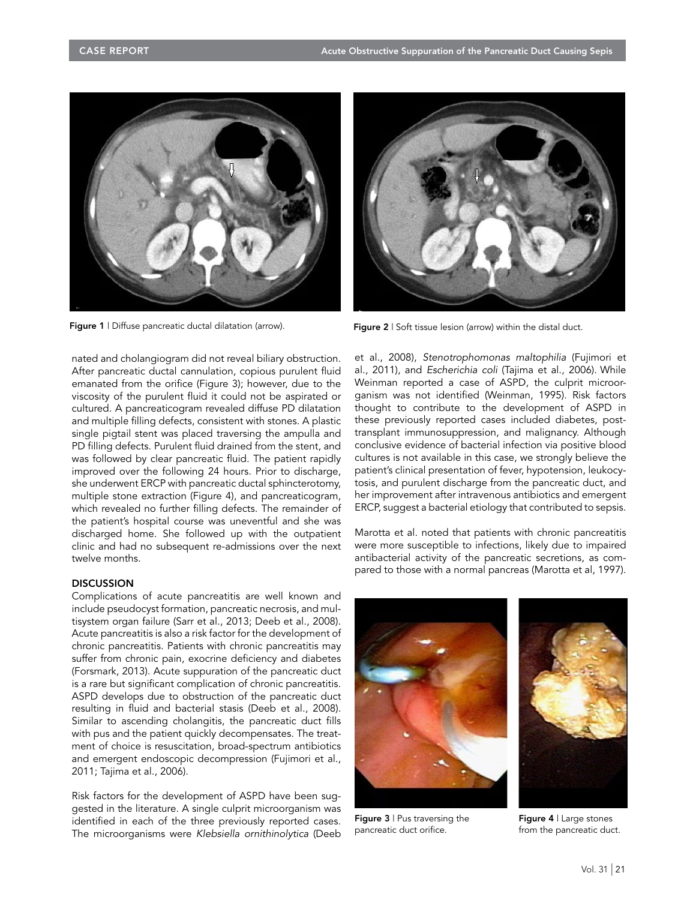Figure 1 | Diffuse pancreatic ductal dilatation (arrow).

Figure 2 | Soft tissue lesion (arrow) within the distal duct.

nated and cholangiogram did not reveal biliary obstruction. After pancreatic ductal cannulation, copious purulent fluid emanated from the orifice (Figure 3); however, due to the viscosity of the purulent fluid it could not be aspirated or cultured. A pancreaticogram revealed diffuse PD dilatation and multiple filling defects, consistent with stones. A plastic single pigtail stent was placed traversing the ampulla and PD filling defects. Purulent fluid drained from the stent, and was followed by clear pancreatic fluid. The patient rapidly improved over the following 24 hours. Prior to discharge, she underwent ERCP with pancreatic ductal sphincterotomy, multiple stone extraction (Figure 4), and pancreaticogram, which revealed no further filling defects. The remainder of the patient's hospital course was uneventful and she was discharged home. She followed up with the outpatient clinic and had no subsequent re-admissions over the next twelve months.

## DISCUSSION

Complications of acute pancreatitis are well known and include pseudocyst formation, pancreatic necrosis, and multisystem organ failure (Sarr et al., 2013; Deeb et al., 2008). Acute pancreatitis is also a risk factor for the development of chronic pancreatitis. Patients with chronic pancreatitis may suffer from chronic pain, exocrine deficiency and diabetes (Forsmark, 2013). Acute suppuration of the pancreatic duct is a rare but significant complication of chronic pancreatitis. ASPD develops due to obstruction of the pancreatic duct resulting in fluid and bacterial stasis (Deeb et al., 2008). Similar to ascending cholangitis, the pancreatic duct fills with pus and the patient quickly decompensates. The treatment of choice is resuscitation, broad-spectrum antibiotics and emergent endoscopic decompression (Fujimori et al., 2011; Tajima et al., 2006).

Risk factors for the development of ASPD have been suggested in the literature. A single culprit microorganism was identified in each of the three previously reported cases. The microorganisms were *Klebsiella ornithinolytica* (Deeb et al., 2008), *Stenotrophomonas maltophilia* (Fujimori et al., 2011), and *Escherichia coli* (Tajima et al., 2006). While Weinman reported a case of ASPD, the culprit microorganism was not identified (Weinman, 1995). Risk factors thought to contribute to the development of ASPD in these previously reported cases included diabetes, post-transplant immunosuppression, and malignancy. Although conclusive evidence of bacterial infection via positive blood cultures is not available in this case, we strongly believe the patient's clinical presentation of fever, hypotension, leukocytosis, and purulent discharge from the pancreatic duct, and her improvement after intravenous antibiotics and emergent ERCP, suggest a bacterial etiology that contributed to sepsis.

Marotta et al. noted that patients with chronic pancreatitis were more susceptible to infections, likely due to impaired antibacterial activity of the pancreatic secretions, as compared to those with a normal pancreas (Marotta et al, 1997).

Figure 3 | Pus traversing the pancreatic duct orifice.

Figure 4 | Large stones from the pancreatic duct.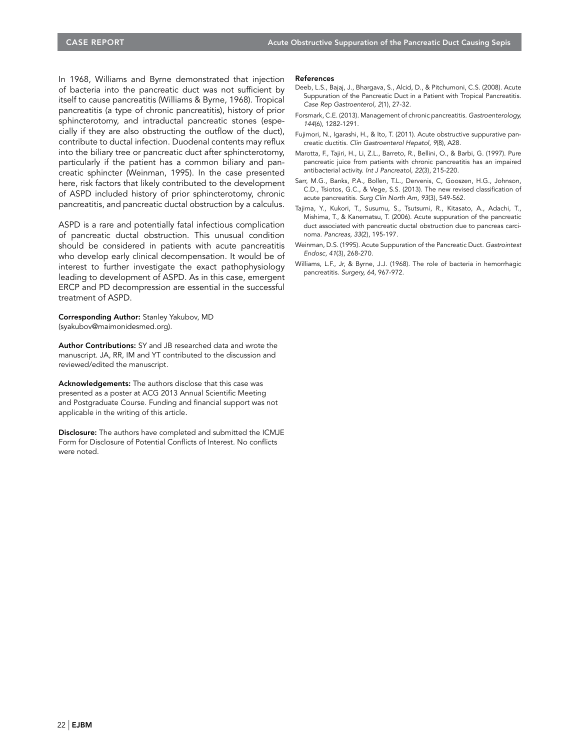In 1968, Williams and Byrne demonstrated that injection of bacteria into the pancreatic duct was not sufficient by itself to cause pancreatitis (Williams & Byrne, 1968). Tropical pancreatitis (a type of chronic pancreatitis), history of prior sphincterotomy, and intraductal pancreatic stones (especially if they are also obstructing the outflow of the duct), contribute to ductal infection. Duodenal contents may reflux into the biliary tree or pancreatic duct after sphincterotomy, particularly if the patient has a common biliary and pancreatic sphincter (Weinman, 1995). In the case presented here, risk factors that likely contributed to the development of ASPD included history of prior sphincterotomy, chronic pancreatitis, and pancreatic ductal obstruction by a calculus.

ASPD is a rare and potentially fatal infectious complication of pancreatic ductal obstruction. This unusual condition should be considered in patients with acute pancreatitis who develop early clinical decompensation. It would be of interest to further investigate the exact pathophysiology leading to development of ASPD. As in this case, emergent ERCP and PD decompression are essential in the successful treatment of ASPD.

**Corresponding Author:** Stanley Yakubov, MD (syakubov@maimonidesmed.org).

**Author Contributions:** SY and JB researched data and wrote the manuscript. JA, RR, IM and YT contributed to the discussion and reviewed/edited the manuscript.

**Acknowledgements:** The authors disclose that this case was presented as a poster at ACG 2013 Annual Scientific Meeting and Postgraduate Course. Funding and financial support was not applicable in the writing of this article.

**Disclosure:** The authors have completed and submitted the ICMJE Form for Disclosure of Potential Conflicts of Interest. No conflicts were noted.

**References**

Deeb, L.S., Bajaj, J., Bhargava, S., Alcid, D., & Pitchumoni, C.S. (2008). Acute Suppuration of the Pancreatic Duct in a Patient with Tropical Pancreatitis. *Case Rep Gastroenterol, 2*(1), 27-32.

Forsmark, C.E. (2013). Management of chronic pancreatitis. *Gastroenterology, 144*(6), 1282-1291.

Fujimori, N., Igarashi, H., & Ito, T. (2011). Acute obstructive suppurative pancreatic ductitis. *Clin Gastroenterol Hepatol, 9*(8), A28.

Marotta, F., Tajiri, H., Li, Z.L., Barreto, R., Bellini, O., & Barbi, G. (1997). Pure pancreatic juice from patients with chronic pancreatitis has an impaired antibacterial activity. *Int J Pancreatol, 22*(3), 215-220.

Sarr, M.G., Banks, P.A., Bollen, T.L., Dervenis, C, Gooszen, H.G., Johnson, C.D., Tsiotos, G.C., & Vege, S.S. (2013). The new revised classification of acute pancreatitis. *Surg Clin North Am, 93*(3), 549-562.

Tajima, Y., Kukori, T., Susumu, S., Tsutsumi, R., Kitasato, A., Adachi, T., Mishima, T., & Kanematsu, T. (2006). Acute suppuration of the pancreatic duct associated with pancreatic ductal obstruction due to pancreas carcinoma. *Pancreas, 33*(2), 195-197.

Weinman, D.S. (1995). Acute Suppuration of the Pancreatic Duct. *Gastrointest Endosc, 41*(3), 268-270.

Williams, L.F., Jr, & Byrne, J.J. (1968). The role of bacteria in hemorrhagic pancreatitis. *Surgery, 64*, 967-972.